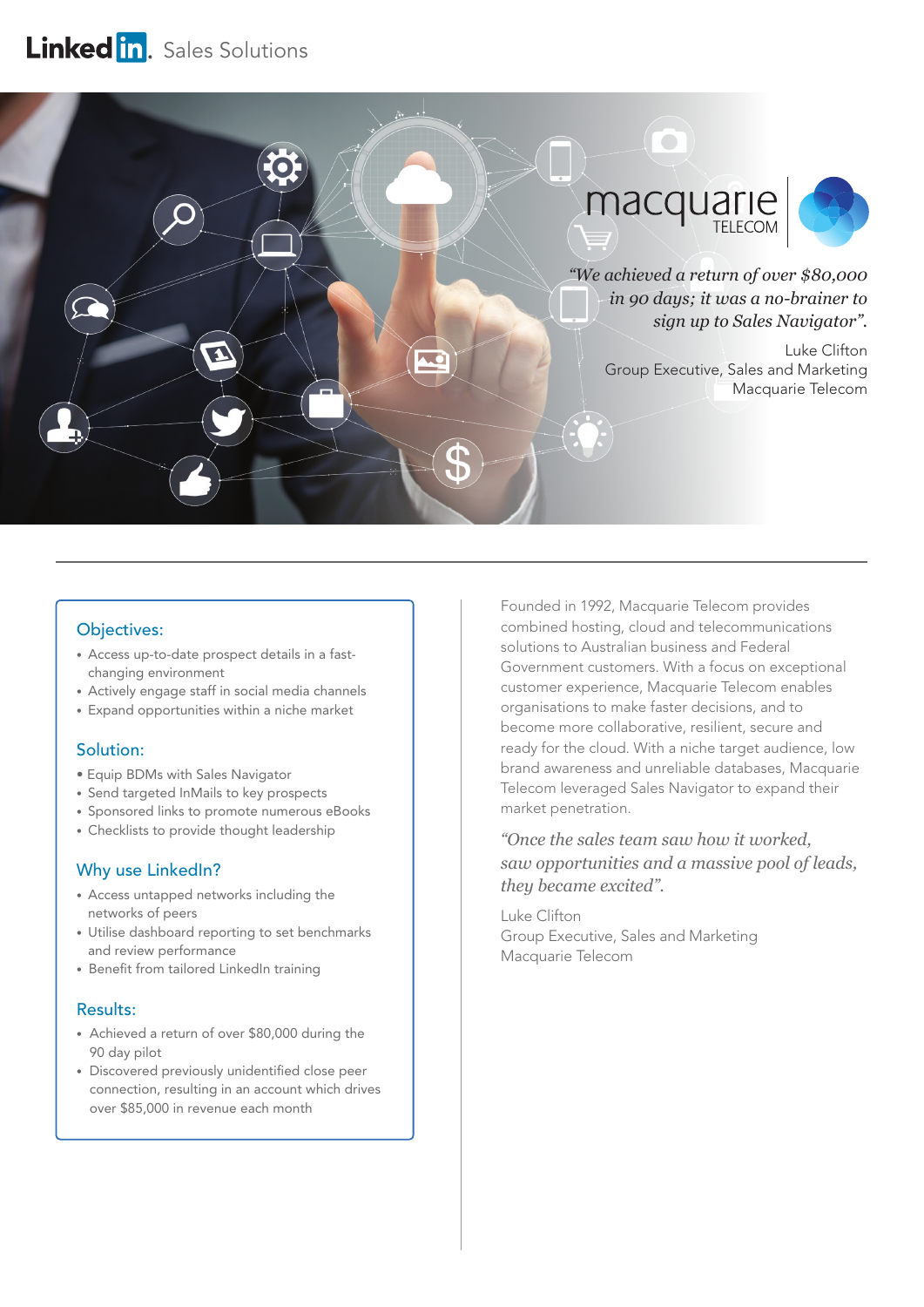LinkedIn Sales Solutions

macquarie TELECOM

*"We achieved a return of over $80,000 in 90 days; it was a no-brainer to sign up to Sales Navigator".*

Luke Clifton
Group Executive, Sales and Marketing
Macquarie Telecom

## Objectives:

- Access up-to-date prospect details in a fast-changing environment
- Actively engage staff in social media channels
- Expand opportunities within a niche market

## Solution:

- Equip BDMs with Sales Navigator
- Send targeted InMails to key prospects
- Sponsored links to promote numerous eBooks
- Checklists to provide thought leadership

## Why use LinkedIn?

- Access untapped networks including the networks of peers
- Utilise dashboard reporting to set benchmarks and review performance
- Benefit from tailored LinkedIn training

## Results:

- Achieved a return of over $80,000 during the 90 day pilot
- Discovered previously unidentified close peer connection, resulting in an account which drives over $85,000 in revenue each month

Founded in 1992, Macquarie Telecom provides combined hosting, cloud and telecommunications solutions to Australian business and Federal Government customers. With a focus on exceptional customer experience, Macquarie Telecom enables organisations to make faster decisions, and to become more collaborative, resilient, secure and ready for the cloud. With a niche target audience, low brand awareness and unreliable databases, Macquarie Telecom leveraged Sales Navigator to expand their market penetration.

*"Once the sales team saw how it worked, saw opportunities and a massive pool of leads, they became excited".*

Luke Clifton
Group Executive, Sales and Marketing
Macquarie Telecom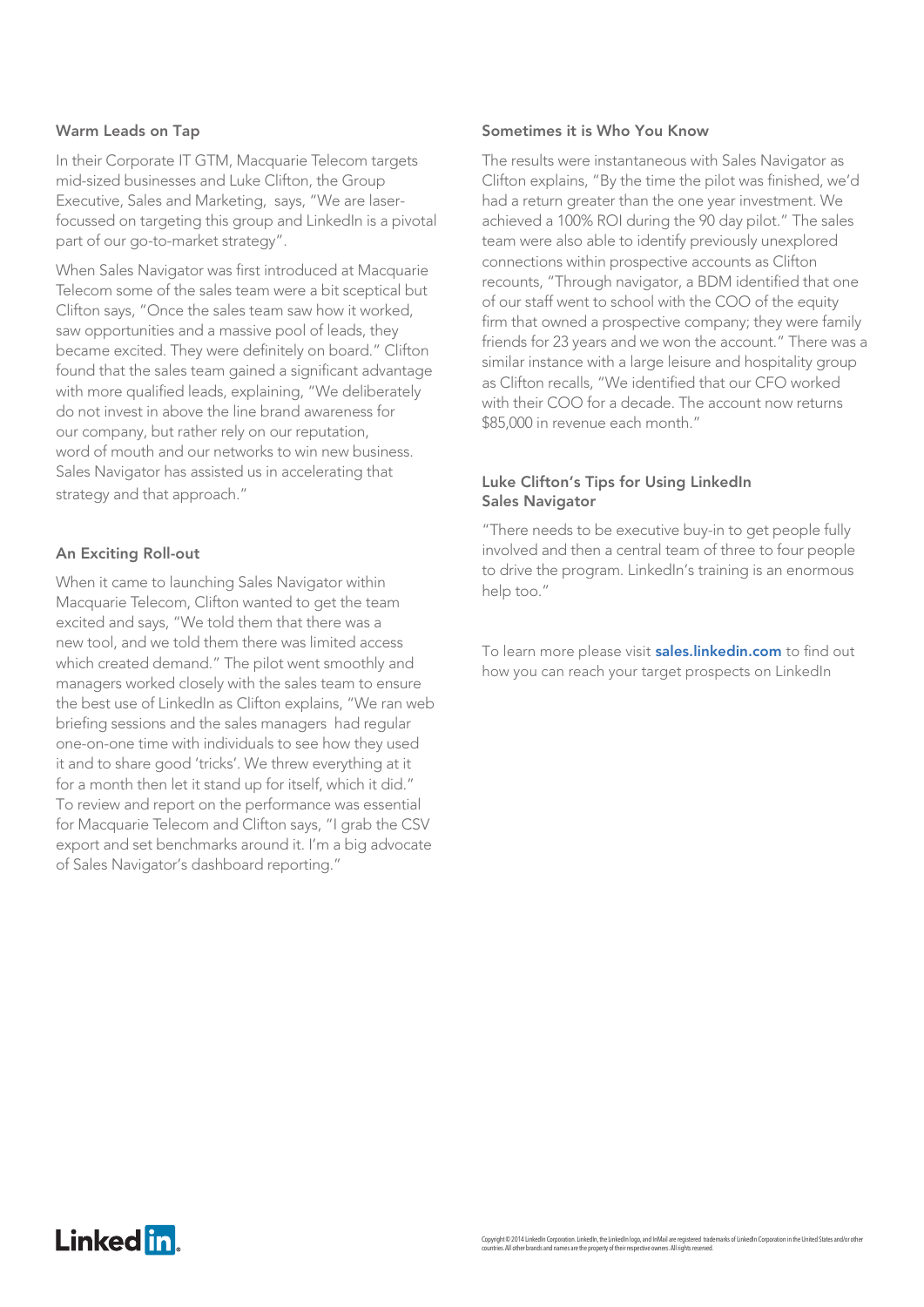## Warm Leads on Tap

In their Corporate IT GTM, Macquarie Telecom targets mid-sized businesses and Luke Clifton, the Group Executive, Sales and Marketing, says, "We are laser-focussed on targeting this group and LinkedIn is a pivotal part of our go-to-market strategy".

When Sales Navigator was first introduced at Macquarie Telecom some of the sales team were a bit sceptical but Clifton says, "Once the sales team saw how it worked, saw opportunities and a massive pool of leads, they became excited. They were definitely on board." Clifton found that the sales team gained a significant advantage with more qualified leads, explaining, "We deliberately do not invest in above the line brand awareness for our company, but rather rely on our reputation, word of mouth and our networks to win new business. Sales Navigator has assisted us in accelerating that strategy and that approach."

## An Exciting Roll-out

When it came to launching Sales Navigator within Macquarie Telecom, Clifton wanted to get the team excited and says, "We told them that there was a new tool, and we told them there was limited access which created demand." The pilot went smoothly and managers worked closely with the sales team to ensure the best use of LinkedIn as Clifton explains, "We ran web briefing sessions and the sales managers had regular one-on-one time with individuals to see how they used it and to share good 'tricks'. We threw everything at it for a month then let it stand up for itself, which it did." To review and report on the performance was essential for Macquarie Telecom and Clifton says, "I grab the CSV export and set benchmarks around it. I'm a big advocate of Sales Navigator's dashboard reporting."

## Sometimes it is Who You Know

The results were instantaneous with Sales Navigator as Clifton explains, "By the time the pilot was finished, we'd had a return greater than the one year investment. We achieved a 100% ROI during the 90 day pilot." The sales team were also able to identify previously unexplored connections within prospective accounts as Clifton recounts, "Through navigator, a BDM identified that one of our staff went to school with the COO of the equity firm that owned a prospective company; they were family friends for 23 years and we won the account." There was a similar instance with a large leisure and hospitality group as Clifton recalls, "We identified that our CFO worked with their COO for a decade. The account now returns $85,000 in revenue each month."

## Luke Clifton's Tips for Using LinkedIn Sales Navigator

"There needs to be executive buy-in to get people fully involved and then a central team of three to four people to drive the program. LinkedIn's training is an enormous help too."

To learn more please visit **sales.linkedin.com** to find out how you can reach your target prospects on LinkedIn

Copyright © 2014 LinkedIn Corporation. LinkedIn, the LinkedIn logo, and InMail are registered trademarks of LinkedIn Corporation in the United States and/or other countries. All other brands and names are the property of their respective owners. All rights reserved.